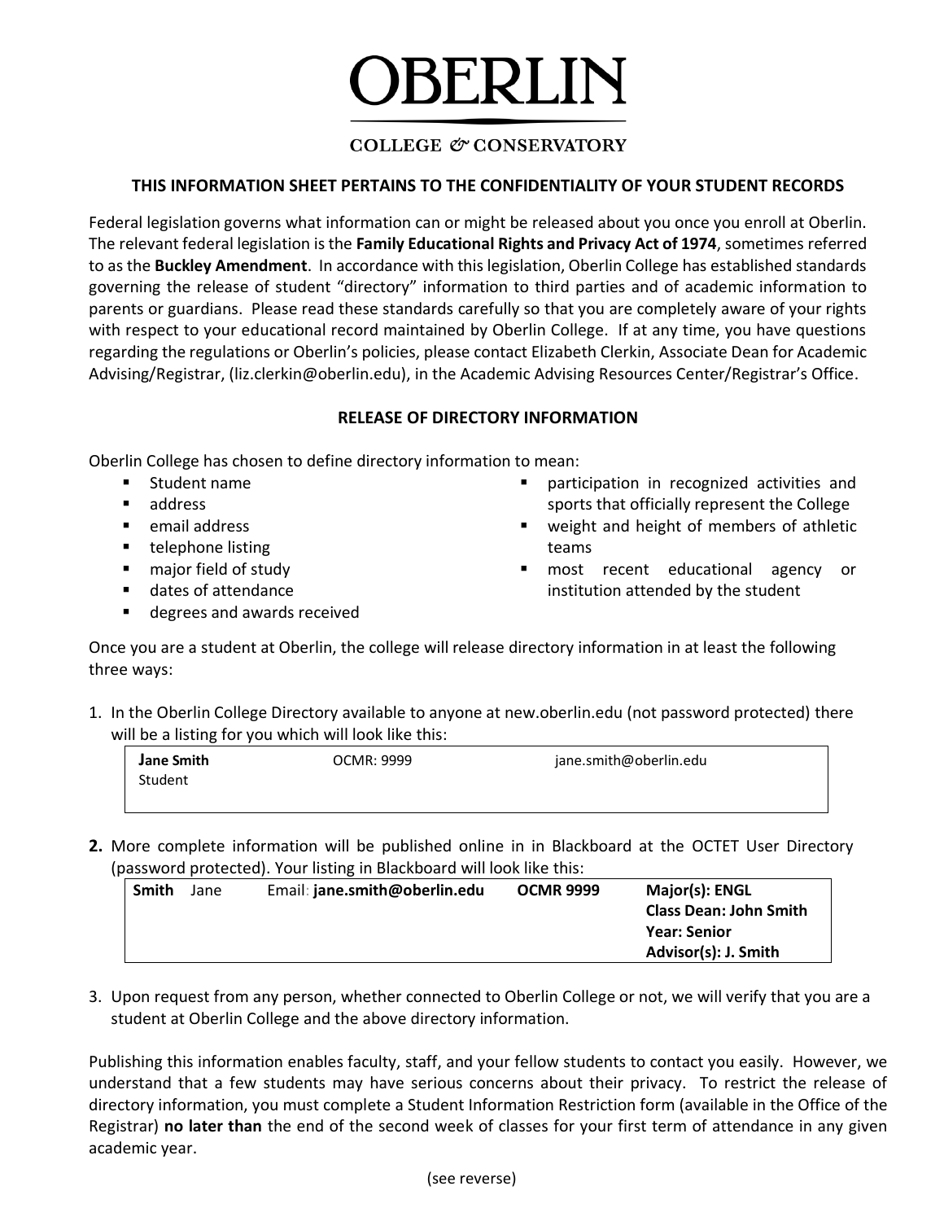# OBERLIN

COLLEGE & CONSERVATORY

## THIS INFORMATION SHEET PERTAINS TO THE CONFIDENTIALITY OF YOUR STUDENT RECORDS

Federal legislation governs what information can or might be released about you once you enroll at Oberlin. The relevant federal legislation is the **Family Educational Rights and Privacy Act of 1974**, sometimes referred to as the **Buckley Amendment**. In accordance with this legislation, Oberlin College has established standards governing the release of student "directory" information to third parties and of academic information to parents or guardians. Please read these standards carefully so that you are completely aware of your rights with respect to your educational record maintained by Oberlin College. If at any time, you have questions regarding the regulations or Oberlin's policies, please contact Elizabeth Clerkin, Associate Dean for Academic Advising/Registrar, (liz.clerkin@oberlin.edu), in the Academic Advising Resources Center/Registrar's Office.

## RELEASE OF DIRECTORY INFORMATION

Oberlin College has chosen to define directory information to mean:

- Student name
- address
- email address
- telephone listing
- major field of study
- dates of attendance
- degrees and awards received
- participation in recognized activities and sports that officially represent the College
- weight and height of members of athletic teams
- most recent educational agency or institution attended by the student

Once you are a student at Oberlin, the college will release directory information in at least the following three ways:

1. In the Oberlin College Directory available to anyone at new.oberlin.edu (not password protected) there will be a listing for you which will look like this:

| **Jane Smith**<br>Student | OCMR: 9999 | jane.smith@oberlin.edu |
|---|---|---|

2. More complete information will be published online in in Blackboard at the OCTET User Directory (password protected). Your listing in Blackboard will look like this:

| **Smith** | Jane | Email: **jane.smith@oberlin.edu** | **OCMR 9999** | **Major(s): ENGL**<br>**Class Dean: John Smith**<br>**Year: Senior**<br>**Advisor(s): J. Smith** |
|---|---|---|---|---|

3. Upon request from any person, whether connected to Oberlin College or not, we will verify that you are a student at Oberlin College and the above directory information.

Publishing this information enables faculty, staff, and your fellow students to contact you easily. However, we understand that a few students may have serious concerns about their privacy. To restrict the release of directory information, you must complete a Student Information Restriction form (available in the Office of the Registrar) **no later than** the end of the second week of classes for your first term of attendance in any given academic year.

(see reverse)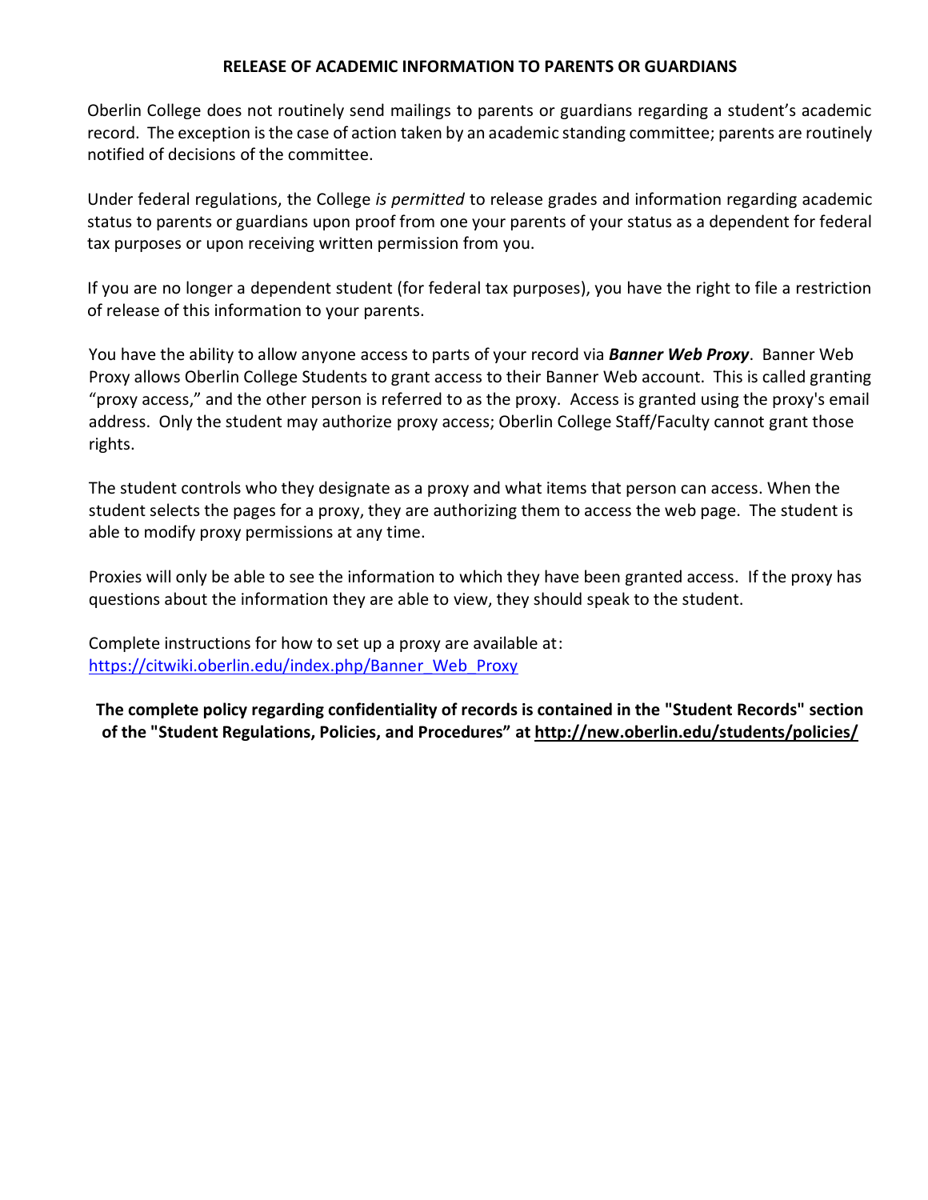# RELEASE OF ACADEMIC INFORMATION TO PARENTS OR GUARDIANS

Oberlin College does not routinely send mailings to parents or guardians regarding a student's academic record. The exception is the case of action taken by an academic standing committee; parents are routinely notified of decisions of the committee.

Under federal regulations, the College *is permitted* to release grades and information regarding academic status to parents or guardians upon proof from one your parents of your status as a dependent for federal tax purposes or upon receiving written permission from you.

If you are no longer a dependent student (for federal tax purposes), you have the right to file a restriction of release of this information to your parents.

You have the ability to allow anyone access to parts of your record via ***Banner Web Proxy***. Banner Web Proxy allows Oberlin College Students to grant access to their Banner Web account. This is called granting "proxy access," and the other person is referred to as the proxy. Access is granted using the proxy's email address. Only the student may authorize proxy access; Oberlin College Staff/Faculty cannot grant those rights.

The student controls who they designate as a proxy and what items that person can access. When the student selects the pages for a proxy, they are authorizing them to access the web page. The student is able to modify proxy permissions at any time.

Proxies will only be able to see the information to which they have been granted access. If the proxy has questions about the information they are able to view, they should speak to the student.

Complete instructions for how to set up a proxy are available at:
https://citwiki.oberlin.edu/index.php/Banner_Web_Proxy

**The complete policy regarding confidentiality of records is contained in the "Student Records" section of the "Student Regulations, Policies, and Procedures" at http://new.oberlin.edu/students/policies/**